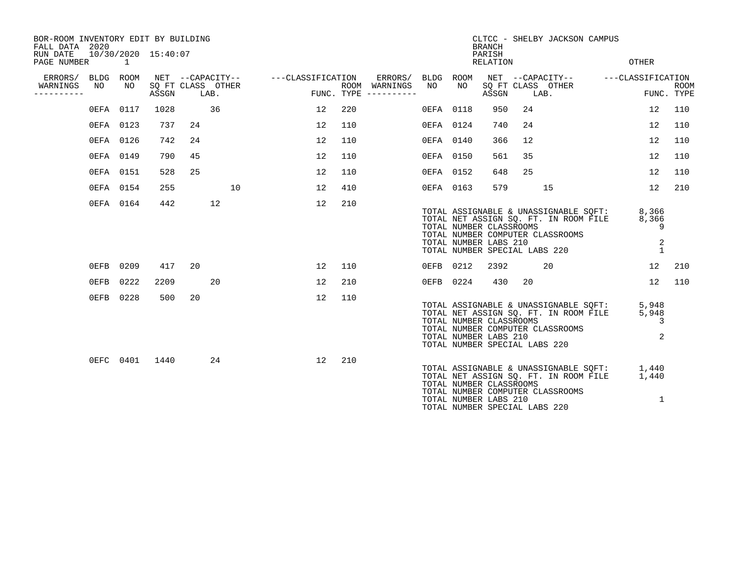BOR-ROOM INVENTORY EDIT BY BUILDING
FALL DATA 2020
RUN DATE 10/30/2020 15:40:07
PAGE NUMBER 1

CLTCC - SHELBY JACKSON CAMPUS
BRANCH
PARISH
RELATION
OTHER

| ERRORS/ WARNINGS | BLDG NO | ROOM NO | NET SQ FT ASSGN | CAPACITY CLASS | CAPACITY LAB. | CAPACITY OTHER | CLASSIFICATION FUNC. | ROOM TYPE | ERRORS/ WARNINGS | BLDG NO | ROOM NO | NET SQ FT ASSGN | CAPACITY CLASS | CAPACITY LAB. | CAPACITY OTHER | CLASSIFICATION FUNC. | ROOM TYPE |
|---|---|---|---|---|---|---|---|---|---|---|---|---|---|---|---|---|---|
| | 0EFA | 0117 | 1028 | | 36 | | 12 | 220 | | 0EFA | 0118 | 950 | 24 | | | 12 | 110 |
| | 0EFA | 0123 | 737 | 24 | | | 12 | 110 | | 0EFA | 0124 | 740 | 24 | | | 12 | 110 |
| | 0EFA | 0126 | 742 | 24 | | | 12 | 110 | | 0EFA | 0140 | 366 | 12 | | | 12 | 110 |
| | 0EFA | 0149 | 790 | 45 | | | 12 | 110 | | 0EFA | 0150 | 561 | 35 | | | 12 | 110 |
| | 0EFA | 0151 | 528 | 25 | | | 12 | 110 | | 0EFA | 0152 | 648 | 25 | | | 12 | 110 |
| | 0EFA | 0154 | 255 | | | 10 | 12 | 410 | | 0EFA | 0163 | 579 | | 15 | | 12 | 210 |
| | 0EFA | 0164 | 442 | | 12 | | 12 | 210 | | | | | | | | | |

| 0EFA TOTALS | |
|---|---|
| TOTAL ASSIGNABLE & UNASSIGNABLE SQFT: | 8,366 |
| TOTAL NET ASSIGN SQ. FT. IN ROOM FILE | 8,366 |
| TOTAL NUMBER CLASSROOMS | 9 |
| TOTAL NUMBER COMPUTER CLASSROOMS | |
| TOTAL NUMBER LABS 210 | 2 |
| TOTAL NUMBER SPECIAL LABS 220 | 1 |

| ERRORS/ WARNINGS | BLDG NO | ROOM NO | NET SQ FT ASSGN | CAPACITY CLASS | CAPACITY LAB. | CAPACITY OTHER | CLASSIFICATION FUNC. | ROOM TYPE | ERRORS/ WARNINGS | BLDG NO | ROOM NO | NET SQ FT ASSGN | CAPACITY CLASS | CAPACITY LAB. | CAPACITY OTHER | CLASSIFICATION FUNC. | ROOM TYPE |
|---|---|---|---|---|---|---|---|---|---|---|---|---|---|---|---|---|---|
| | 0EFB | 0209 | 417 | 20 | | | 12 | 110 | | 0EFB | 0212 | 2392 | | 20 | | 12 | 210 |
| | 0EFB | 0222 | 2209 | | 20 | | 12 | 210 | | 0EFB | 0224 | 430 | 20 | | | 12 | 110 |
| | 0EFB | 0228 | 500 | 20 | | | 12 | 110 | | | | | | | | | |

| 0EFB TOTALS | |
|---|---|
| TOTAL ASSIGNABLE & UNASSIGNABLE SQFT: | 5,948 |
| TOTAL NET ASSIGN SQ. FT. IN ROOM FILE | 5,948 |
| TOTAL NUMBER CLASSROOMS | 3 |
| TOTAL NUMBER COMPUTER CLASSROOMS | |
| TOTAL NUMBER LABS 210 | 2 |
| TOTAL NUMBER SPECIAL LABS 220 | |

| ERRORS/ WARNINGS | BLDG NO | ROOM NO | NET SQ FT ASSGN | CAPACITY CLASS | CAPACITY LAB. | CAPACITY OTHER | CLASSIFICATION FUNC. | ROOM TYPE |
|---|---|---|---|---|---|---|---|---|
| | 0EFC | 0401 | 1440 | | 24 | | 12 | 210 |

| 0EFC TOTALS | |
|---|---|
| TOTAL ASSIGNABLE & UNASSIGNABLE SQFT: | 1,440 |
| TOTAL NET ASSIGN SQ. FT. IN ROOM FILE | 1,440 |
| TOTAL NUMBER CLASSROOMS | |
| TOTAL NUMBER COMPUTER CLASSROOMS | |
| TOTAL NUMBER LABS 210 | 1 |
| TOTAL NUMBER SPECIAL LABS 220 | |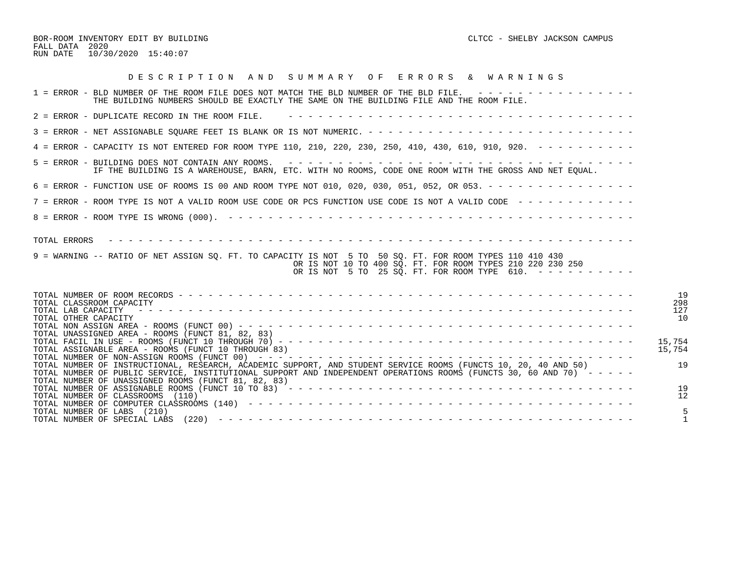BOR-ROOM INVENTORY EDIT BY BUILDING
FALL DATA 2020
RUN DATE 10/30/2020 15:40:07

CLTCC - SHELBY JACKSON CAMPUS

## D E S C R I P T I O N   A N D   S U M M A R Y   O F   E R R O R S   &   W A R N I N G S

1 = ERROR - BLD NUMBER OF THE ROOM FILE DOES NOT MATCH THE BLD NUMBER OF THE BLD FILE.
THE BUILDING NUMBERS SHOULD BE EXACTLY THE SAME ON THE BUILDING FILE AND THE ROOM FILE.

2 = ERROR - DUPLICATE RECORD IN THE ROOM FILE.

3 = ERROR - NET ASSIGNABLE SQUARE FEET IS BLANK OR IS NOT NUMERIC.

4 = ERROR - CAPACITY IS NOT ENTERED FOR ROOM TYPE 110, 210, 220, 230, 250, 410, 430, 610, 910, 920.

5 = ERROR - BUILDING DOES NOT CONTAIN ANY ROOMS.
IF THE BUILDING IS A WAREHOUSE, BARN, ETC. WITH NO ROOMS, CODE ONE ROOM WITH THE GROSS AND NET EQUAL.

6 = ERROR - FUNCTION USE OF ROOMS IS 00 AND ROOM TYPE NOT 010, 020, 030, 051, 052, OR 053.

7 = ERROR - ROOM TYPE IS NOT A VALID ROOM USE CODE OR PCS FUNCTION USE CODE IS NOT A VALID CODE

8 = ERROR - ROOM TYPE IS WRONG (000).

TOTAL ERRORS

9 = WARNING -- RATIO OF NET ASSIGN SQ. FT. TO CAPACITY IS NOT 5 TO 50 SQ. FT. FOR ROOM TYPES 110 410 430
OR IS NOT 10 TO 400 SQ. FT. FOR ROOM TYPES 210 220 230 250
OR IS NOT 5 TO 25 SQ. FT. FOR ROOM TYPE 610.

| | |
|---|---|
| TOTAL NUMBER OF ROOM RECORDS | 19 |
| TOTAL CLASSROOM CAPACITY | 298 |
| TOTAL LAB CAPACITY | 127 |
| TOTAL OTHER CAPACITY | 10 |
| TOTAL NON ASSIGN AREA - ROOMS (FUNCT 00) | |
| TOTAL UNASSIGNED AREA - ROOMS (FUNCT 81, 82, 83) | |
| TOTAL FACIL IN USE - ROOMS (FUNCT 10 THROUGH 70) | 15,754 |
| TOTAL ASSIGNABLE AREA - ROOMS (FUNCT 10 THROUGH 83) | 15,754 |
| TOTAL NUMBER OF NON-ASSIGN ROOMS (FUNCT 00) | |
| TOTAL NUMBER OF INSTRUCTIONAL, RESEARCH, ACADEMIC SUPPORT, AND STUDENT SERVICE ROOMS (FUNCTS 10, 20, 40 AND 50) | 19 |
| TOTAL NUMBER OF PUBLIC SERVICE, INSTITUTIONAL SUPPORT AND INDEPENDENT OPERATIONS ROOMS (FUNCTS 30, 60 AND 70) | |
| TOTAL NUMBER OF UNASSIGNED ROOMS (FUNCT 81, 82, 83) | |
| TOTAL NUMBER OF ASSIGNABLE ROOMS (FUNCT 10 TO 83) | 19 |
| TOTAL NUMBER OF CLASSROOMS (110) | 12 |
| TOTAL NUMBER OF COMPUTER CLASSROOMS (140) | |
| TOTAL NUMBER OF LABS (210) | 5 |
| TOTAL NUMBER OF SPECIAL LABS (220) | 1 |